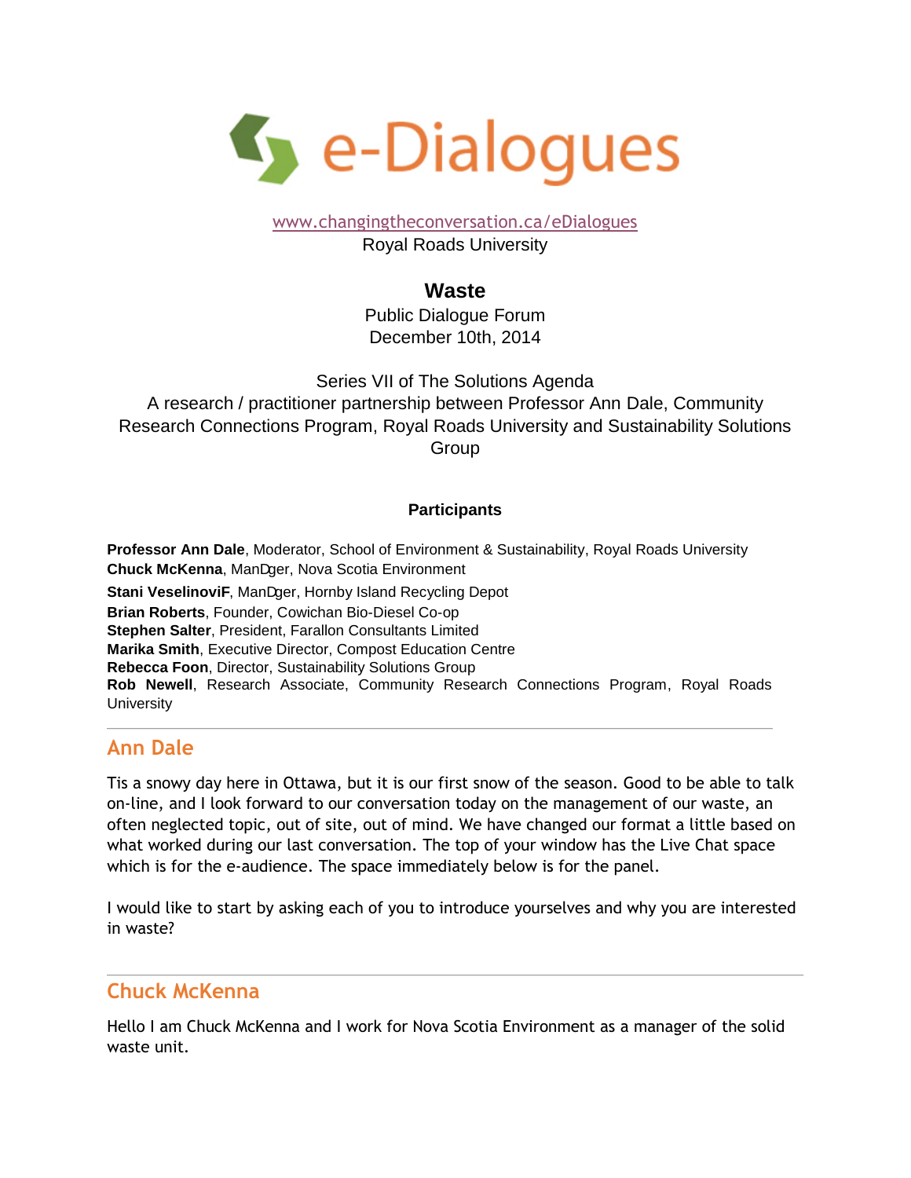# e-Dialogues

www.changingtheconversation.ca/eDialogues
Royal Roads University

## Waste

Public Dialogue Forum
December 10th, 2014

Series VII of The Solutions Agenda
A research / practitioner partnership between Professor Ann Dale, Community Research Connections Program, Royal Roads University and Sustainability Solutions Group

### Participants

**Professor Ann Dale**, Moderator, School of Environment & Sustainability, Royal Roads University
**Chuck McKenna**, ManDger, Nova Scotia Environment
**Stani VeselinoviF**, ManDger, Hornby Island Recycling Depot
**Brian Roberts**, Founder, Cowichan Bio-Diesel Co-op
**Stephen Salter**, President, Farallon Consultants Limited
**Marika Smith**, Executive Director, Compost Education Centre
**Rebecca Foon**, Director, Sustainability Solutions Group
**Rob Newell**, Research Associate, Community Research Connections Program, Royal Roads University

---

## Ann Dale

Tis a snowy day here in Ottawa, but it is our first snow of the season. Good to be able to talk on-line, and I look forward to our conversation today on the management of our waste, an often neglected topic, out of site, out of mind. We have changed our format a little based on what worked during our last conversation. The top of your window has the Live Chat space which is for the e-audience. The space immediately below is for the panel.

I would like to start by asking each of you to introduce yourselves and why you are interested in waste?

---

## Chuck McKenna

Hello I am Chuck McKenna and I work for Nova Scotia Environment as a manager of the solid waste unit.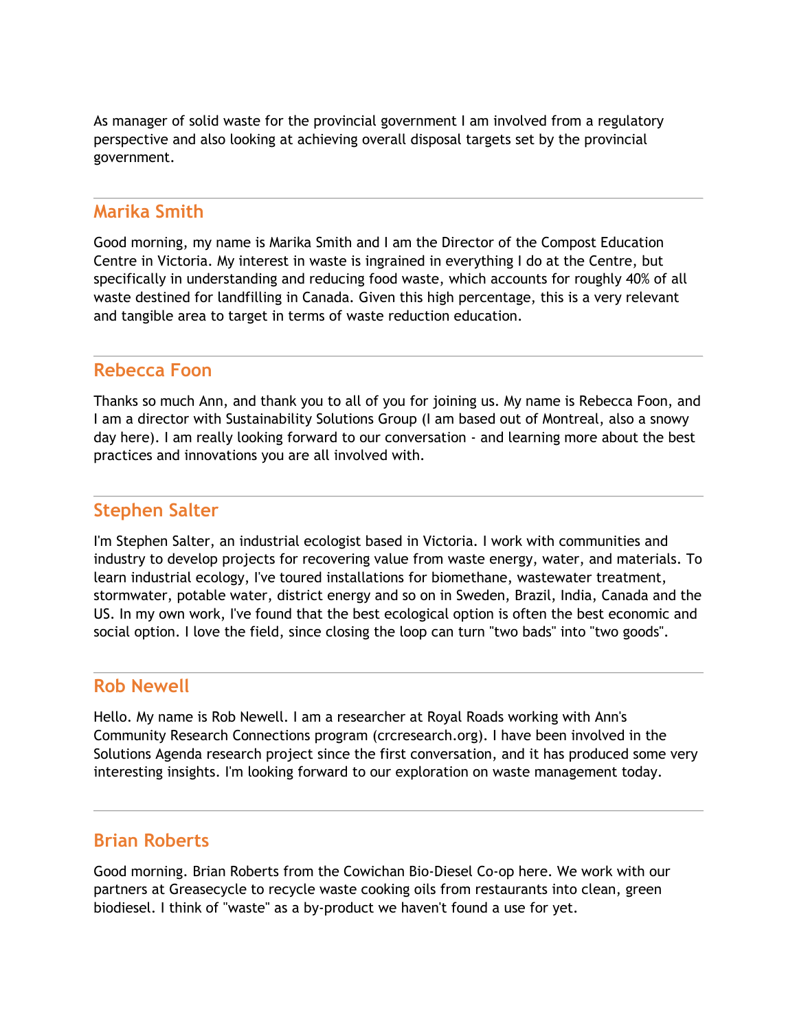As manager of solid waste for the provincial government I am involved from a regulatory perspective and also looking at achieving overall disposal targets set by the provincial government.

---

## Marika Smith

Good morning, my name is Marika Smith and I am the Director of the Compost Education Centre in Victoria. My interest in waste is ingrained in everything I do at the Centre, but specifically in understanding and reducing food waste, which accounts for roughly 40% of all waste destined for landfilling in Canada. Given this high percentage, this is a very relevant and tangible area to target in terms of waste reduction education.

---

## Rebecca Foon

Thanks so much Ann, and thank you to all of you for joining us. My name is Rebecca Foon, and I am a director with Sustainability Solutions Group (I am based out of Montreal, also a snowy day here). I am really looking forward to our conversation - and learning more about the best practices and innovations you are all involved with.

---

## Stephen Salter

I'm Stephen Salter, an industrial ecologist based in Victoria. I work with communities and industry to develop projects for recovering value from waste energy, water, and materials. To learn industrial ecology, I've toured installations for biomethane, wastewater treatment, stormwater, potable water, district energy and so on in Sweden, Brazil, India, Canada and the US. In my own work, I've found that the best ecological option is often the best economic and social option. I love the field, since closing the loop can turn "two bads" into "two goods".

---

## Rob Newell

Hello. My name is Rob Newell. I am a researcher at Royal Roads working with Ann's Community Research Connections program (crcresearch.org). I have been involved in the Solutions Agenda research project since the first conversation, and it has produced some very interesting insights. I'm looking forward to our exploration on waste management today.

---

## Brian Roberts

Good morning. Brian Roberts from the Cowichan Bio-Diesel Co-op here. We work with our partners at Greasecycle to recycle waste cooking oils from restaurants into clean, green biodiesel. I think of "waste" as a by-product we haven't found a use for yet.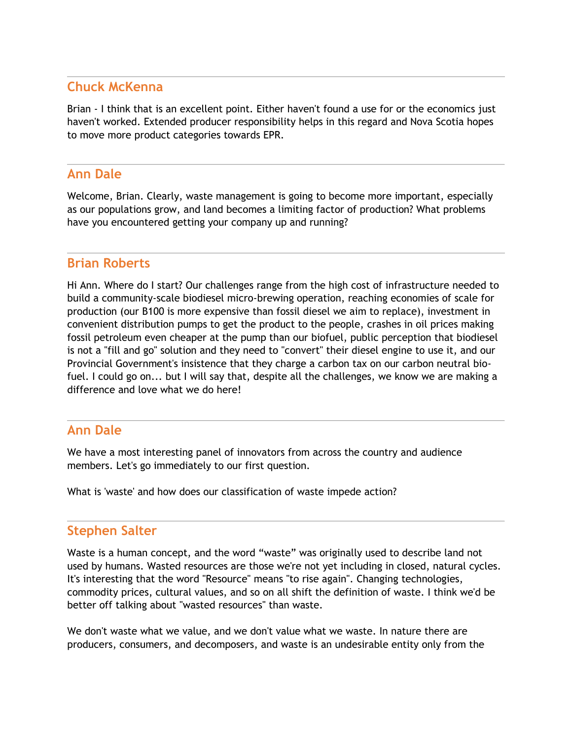## Chuck McKenna

Brian - I think that is an excellent point. Either haven't found a use for or the economics just haven't worked. Extended producer responsibility helps in this regard and Nova Scotia hopes to move more product categories towards EPR.

## Ann Dale

Welcome, Brian. Clearly, waste management is going to become more important, especially as our populations grow, and land becomes a limiting factor of production? What problems have you encountered getting your company up and running?

## Brian Roberts

Hi Ann. Where do I start? Our challenges range from the high cost of infrastructure needed to build a community-scale biodiesel micro-brewing operation, reaching economies of scale for production (our B100 is more expensive than fossil diesel we aim to replace), investment in convenient distribution pumps to get the product to the people, crashes in oil prices making fossil petroleum even cheaper at the pump than our biofuel, public perception that biodiesel is not a "fill and go" solution and they need to "convert" their diesel engine to use it, and our Provincial Government's insistence that they charge a carbon tax on our carbon neutral bio-fuel. I could go on... but I will say that, despite all the challenges, we know we are making a difference and love what we do here!

## Ann Dale

We have a most interesting panel of innovators from across the country and audience members. Let's go immediately to our first question.

What is 'waste' and how does our classification of waste impede action?

## Stephen Salter

Waste is a human concept, and the word "waste" was originally used to describe land not used by humans. Wasted resources are those we're not yet including in closed, natural cycles. It's interesting that the word "Resource" means "to rise again". Changing technologies, commodity prices, cultural values, and so on all shift the definition of waste. I think we'd be better off talking about "wasted resources" than waste.

We don't waste what we value, and we don't value what we waste. In nature there are producers, consumers, and decomposers, and waste is an undesirable entity only from the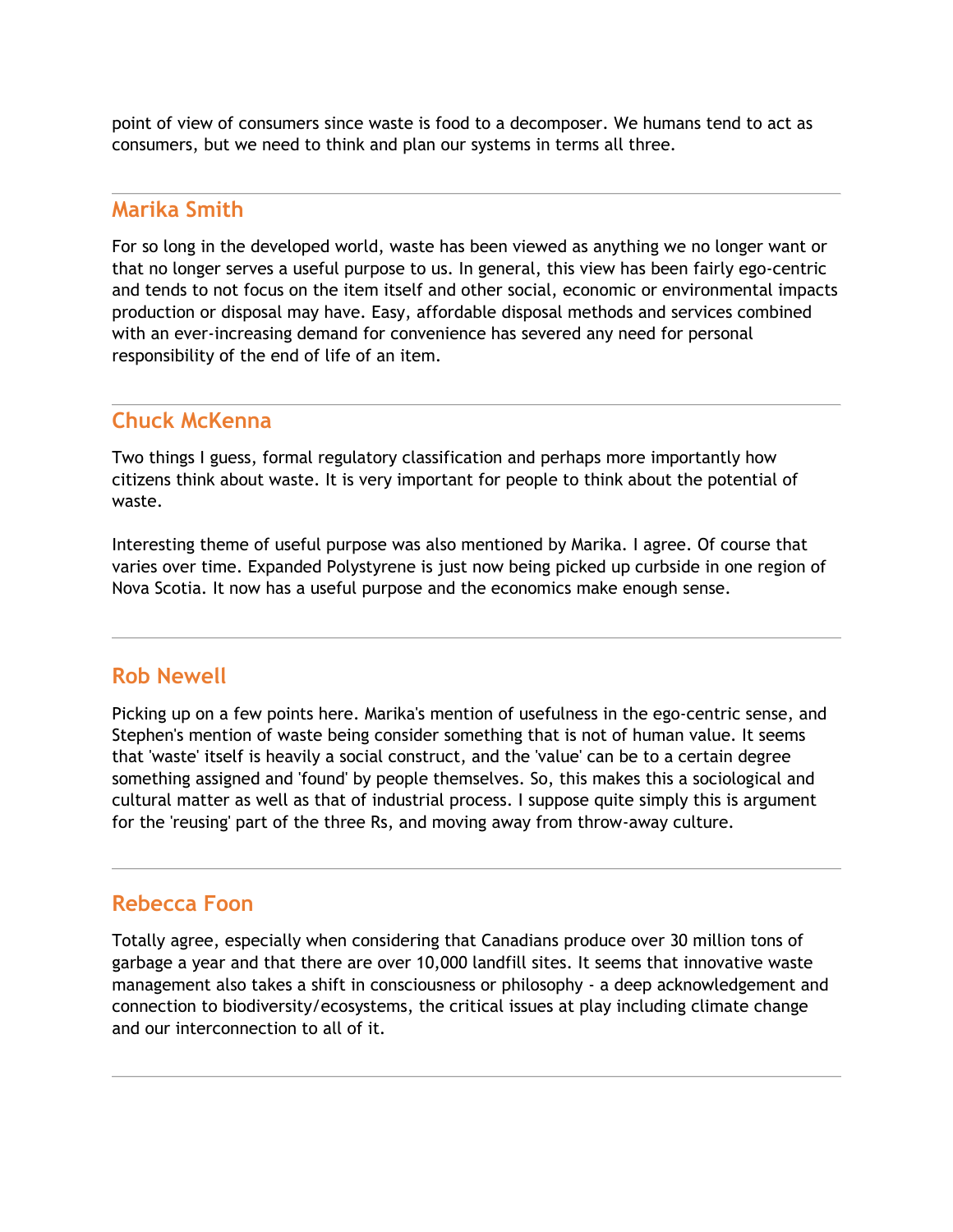point of view of consumers since waste is food to a decomposer. We humans tend to act as consumers, but we need to think and plan our systems in terms all three.

---

## Marika Smith

For so long in the developed world, waste has been viewed as anything we no longer want or that no longer serves a useful purpose to us. In general, this view has been fairly ego-centric and tends to not focus on the item itself and other social, economic or environmental impacts production or disposal may have. Easy, affordable disposal methods and services combined with an ever-increasing demand for convenience has severed any need for personal responsibility of the end of life of an item.

---

## Chuck McKenna

Two things I guess, formal regulatory classification and perhaps more importantly how citizens think about waste. It is very important for people to think about the potential of waste.

Interesting theme of useful purpose was also mentioned by Marika. I agree. Of course that varies over time. Expanded Polystyrene is just now being picked up curbside in one region of Nova Scotia. It now has a useful purpose and the economics make enough sense.

---

## Rob Newell

Picking up on a few points here. Marika's mention of usefulness in the ego-centric sense, and Stephen's mention of waste being consider something that is not of human value. It seems that 'waste' itself is heavily a social construct, and the 'value' can be to a certain degree something assigned and 'found' by people themselves. So, this makes this a sociological and cultural matter as well as that of industrial process. I suppose quite simply this is argument for the 'reusing' part of the three Rs, and moving away from throw-away culture.

---

## Rebecca Foon

Totally agree, especially when considering that Canadians produce over 30 million tons of garbage a year and that there are over 10,000 landfill sites. It seems that innovative waste management also takes a shift in consciousness or philosophy - a deep acknowledgement and connection to biodiversity/ecosystems, the critical issues at play including climate change and our interconnection to all of it.

---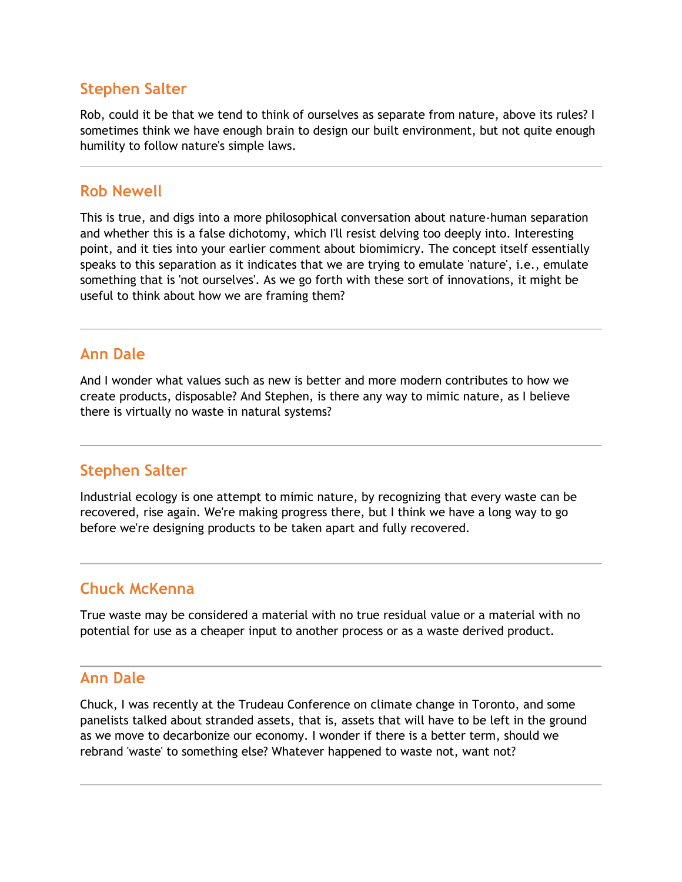## Stephen Salter

Rob, could it be that we tend to think of ourselves as separate from nature, above its rules? I sometimes think we have enough brain to design our built environment, but not quite enough humility to follow nature's simple laws.

---

## Rob Newell

This is true, and digs into a more philosophical conversation about nature-human separation and whether this is a false dichotomy, which I'll resist delving too deeply into. Interesting point, and it ties into your earlier comment about biomimicry. The concept itself essentially speaks to this separation as it indicates that we are trying to emulate 'nature', i.e., emulate something that is 'not ourselves'. As we go forth with these sort of innovations, it might be useful to think about how we are framing them?

---

## Ann Dale

And I wonder what values such as new is better and more modern contributes to how we create products, disposable? And Stephen, is there any way to mimic nature, as I believe there is virtually no waste in natural systems?

---

## Stephen Salter

Industrial ecology is one attempt to mimic nature, by recognizing that every waste can be recovered, rise again. We're making progress there, but I think we have a long way to go before we're designing products to be taken apart and fully recovered.

---

## Chuck McKenna

True waste may be considered a material with no true residual value or a material with no potential for use as a cheaper input to another process or as a waste derived product.

---

## Ann Dale

Chuck, I was recently at the Trudeau Conference on climate change in Toronto, and some panelists talked about stranded assets, that is, assets that will have to be left in the ground as we move to decarbonize our economy. I wonder if there is a better term, should we rebrand 'waste' to something else? Whatever happened to waste not, want not?

---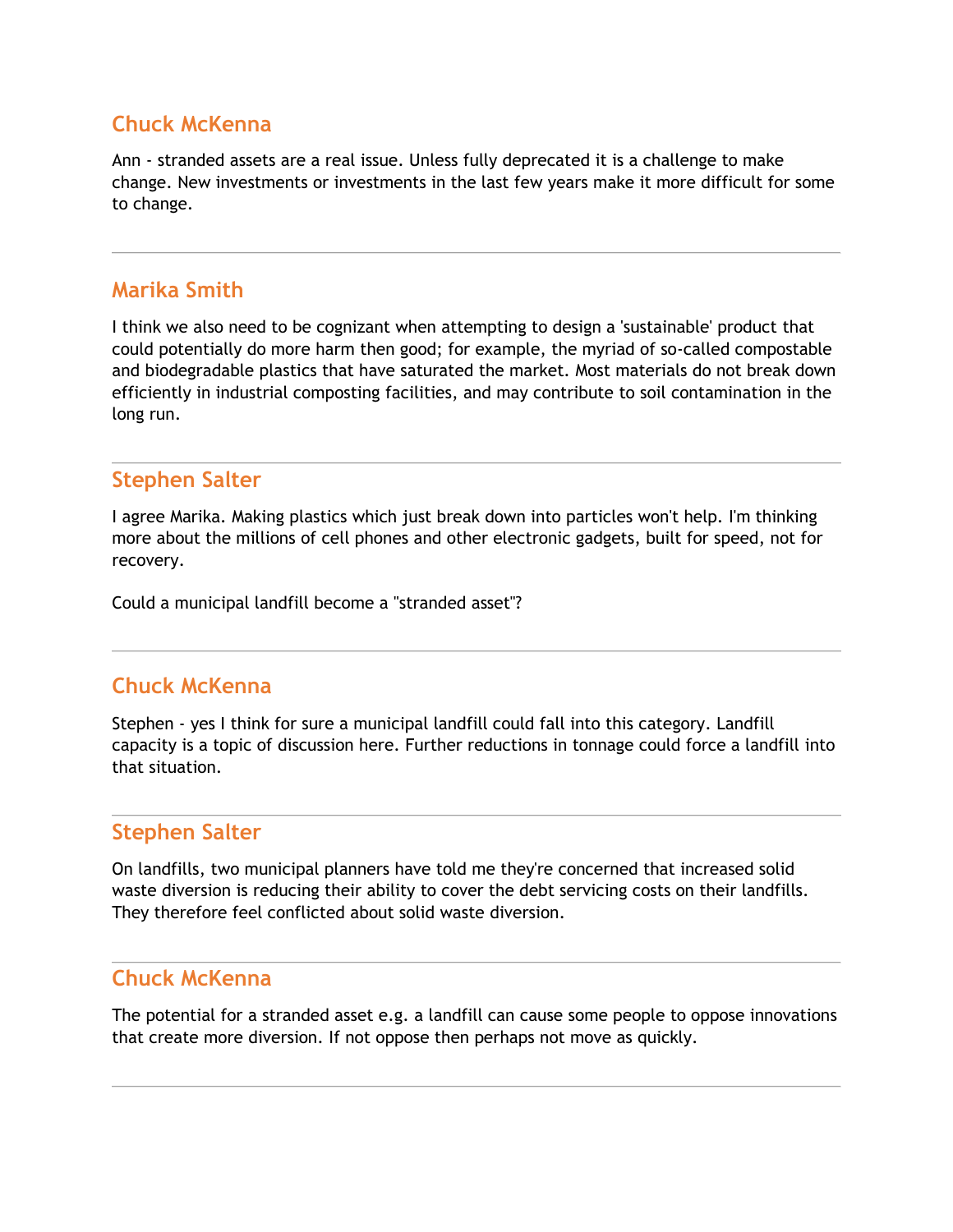### Chuck McKenna

Ann - stranded assets are a real issue. Unless fully deprecated it is a challenge to make change. New investments or investments in the last few years make it more difficult for some to change.

---

### Marika Smith

I think we also need to be cognizant when attempting to design a 'sustainable' product that could potentially do more harm then good; for example, the myriad of so-called compostable and biodegradable plastics that have saturated the market. Most materials do not break down efficiently in industrial composting facilities, and may contribute to soil contamination in the long run.

---

### Stephen Salter

I agree Marika. Making plastics which just break down into particles won't help. I'm thinking more about the millions of cell phones and other electronic gadgets, built for speed, not for recovery.

Could a municipal landfill become a "stranded asset"?

---

### Chuck McKenna

Stephen - yes I think for sure a municipal landfill could fall into this category. Landfill capacity is a topic of discussion here. Further reductions in tonnage could force a landfill into that situation.

---

### Stephen Salter

On landfills, two municipal planners have told me they're concerned that increased solid waste diversion is reducing their ability to cover the debt servicing costs on their landfills. They therefore feel conflicted about solid waste diversion.

---

### Chuck McKenna

The potential for a stranded asset e.g. a landfill can cause some people to oppose innovations that create more diversion. If not oppose then perhaps not move as quickly.

---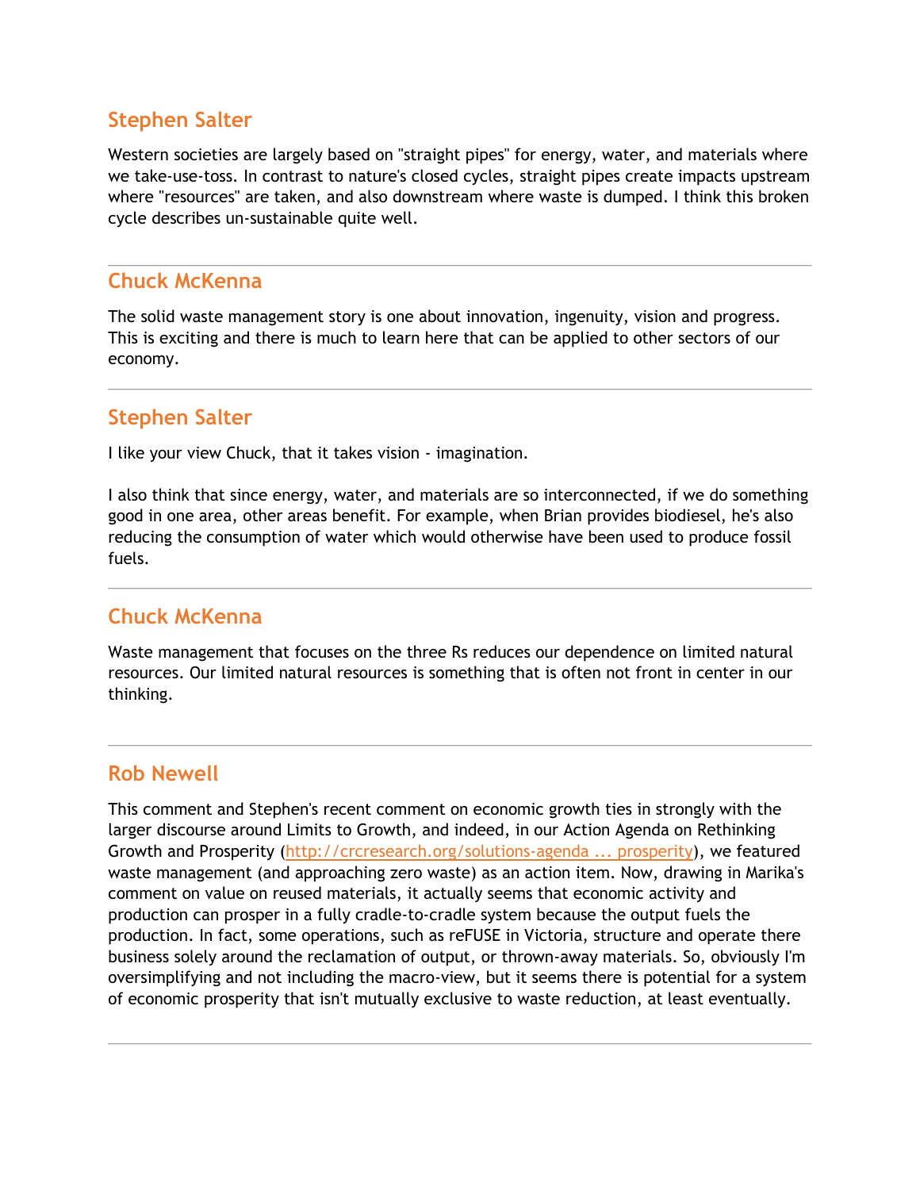### Stephen Salter

Western societies are largely based on "straight pipes" for energy, water, and materials where we take-use-toss. In contrast to nature's closed cycles, straight pipes create impacts upstream where "resources" are taken, and also downstream where waste is dumped. I think this broken cycle describes un-sustainable quite well.

---

### Chuck McKenna

The solid waste management story is one about innovation, ingenuity, vision and progress. This is exciting and there is much to learn here that can be applied to other sectors of our economy.

---

### Stephen Salter

I like your view Chuck, that it takes vision - imagination.

I also think that since energy, water, and materials are so interconnected, if we do something good in one area, other areas benefit. For example, when Brian provides biodiesel, he's also reducing the consumption of water which would otherwise have been used to produce fossil fuels.

---

### Chuck McKenna

Waste management that focuses on the three Rs reduces our dependence on limited natural resources. Our limited natural resources is something that is often not front in center in our thinking.

---

### Rob Newell

This comment and Stephen's recent comment on economic growth ties in strongly with the larger discourse around Limits to Growth, and indeed, in our Action Agenda on Rethinking Growth and Prosperity ([http://crcresearch.org/solutions-agenda ... prosperity](http://crcresearch.org/solutions-agenda)), we featured waste management (and approaching zero waste) as an action item. Now, drawing in Marika's comment on value on reused materials, it actually seems that economic activity and production can prosper in a fully cradle-to-cradle system because the output fuels the production. In fact, some operations, such as reFUSE in Victoria, structure and operate there business solely around the reclamation of output, or thrown-away materials. So, obviously I'm oversimplifying and not including the macro-view, but it seems there is potential for a system of economic prosperity that isn't mutually exclusive to waste reduction, at least eventually.

---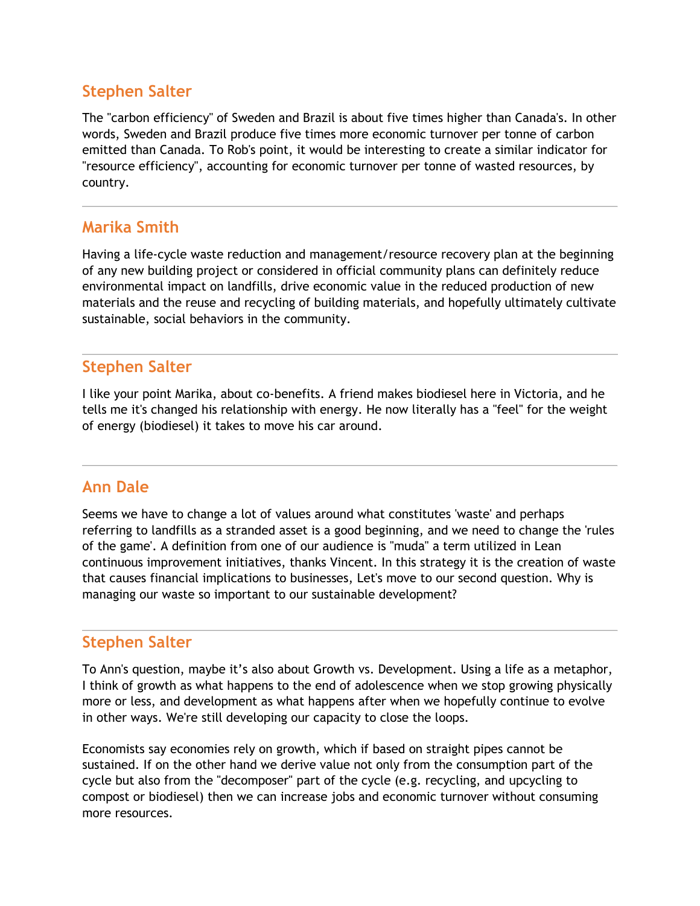### Stephen Salter

The "carbon efficiency" of Sweden and Brazil is about five times higher than Canada's. In other words, Sweden and Brazil produce five times more economic turnover per tonne of carbon emitted than Canada. To Rob's point, it would be interesting to create a similar indicator for "resource efficiency", accounting for economic turnover per tonne of wasted resources, by country.

---

### Marika Smith

Having a life-cycle waste reduction and management/resource recovery plan at the beginning of any new building project or considered in official community plans can definitely reduce environmental impact on landfills, drive economic value in the reduced production of new materials and the reuse and recycling of building materials, and hopefully ultimately cultivate sustainable, social behaviors in the community.

---

### Stephen Salter

I like your point Marika, about co-benefits. A friend makes biodiesel here in Victoria, and he tells me it's changed his relationship with energy. He now literally has a "feel" for the weight of energy (biodiesel) it takes to move his car around.

---

### Ann Dale

Seems we have to change a lot of values around what constitutes 'waste' and perhaps referring to landfills as a stranded asset is a good beginning, and we need to change the 'rules of the game'. A definition from one of our audience is "muda" a term utilized in Lean continuous improvement initiatives, thanks Vincent. In this strategy it is the creation of waste that causes financial implications to businesses, Let's move to our second question. Why is managing our waste so important to our sustainable development?

---

### Stephen Salter

To Ann's question, maybe it's also about Growth vs. Development. Using a life as a metaphor, I think of growth as what happens to the end of adolescence when we stop growing physically more or less, and development as what happens after when we hopefully continue to evolve in other ways. We're still developing our capacity to close the loops.

Economists say economies rely on growth, which if based on straight pipes cannot be sustained. If on the other hand we derive value not only from the consumption part of the cycle but also from the "decomposer" part of the cycle (e.g. recycling, and upcycling to compost or biodiesel) then we can increase jobs and economic turnover without consuming more resources.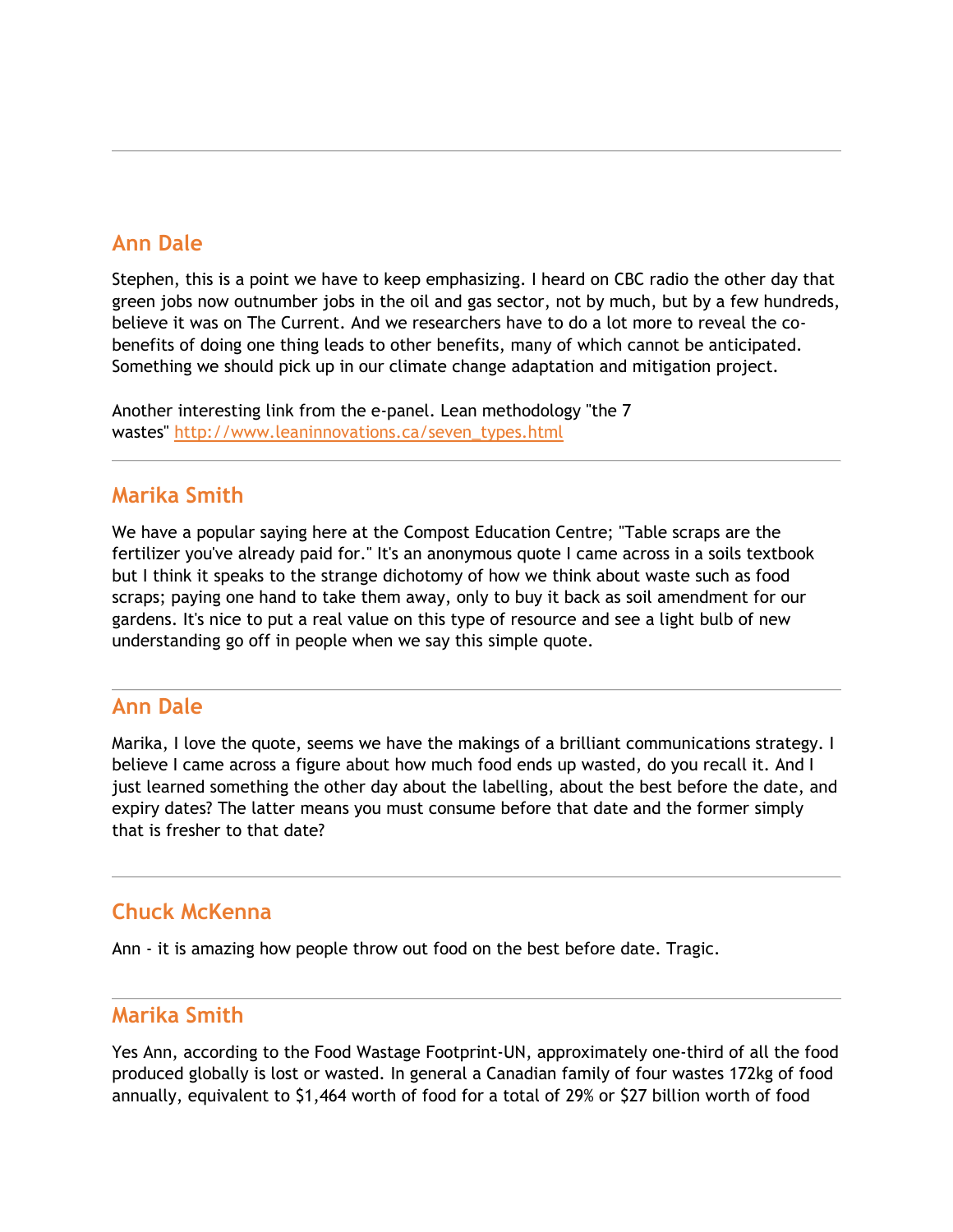---

## Ann Dale

Stephen, this is a point we have to keep emphasizing. I heard on CBC radio the other day that green jobs now outnumber jobs in the oil and gas sector, not by much, but by a few hundreds, believe it was on The Current. And we researchers have to do a lot more to reveal the co-benefits of doing one thing leads to other benefits, many of which cannot be anticipated. Something we should pick up in our climate change adaptation and mitigation project.

Another interesting link from the e-panel. Lean methodology "the 7 wastes" [http://www.leaninnovations.ca/seven_types.html](http://www.leaninnovations.ca/seven_types.html)

---

## Marika Smith

We have a popular saying here at the Compost Education Centre; "Table scraps are the fertilizer you've already paid for." It's an anonymous quote I came across in a soils textbook but I think it speaks to the strange dichotomy of how we think about waste such as food scraps; paying one hand to take them away, only to buy it back as soil amendment for our gardens. It's nice to put a real value on this type of resource and see a light bulb of new understanding go off in people when we say this simple quote.

---

## Ann Dale

Marika, I love the quote, seems we have the makings of a brilliant communications strategy. I believe I came across a figure about how much food ends up wasted, do you recall it. And I just learned something the other day about the labelling, about the best before the date, and expiry dates? The latter means you must consume before that date and the former simply that is fresher to that date?

---

## Chuck McKenna

Ann - it is amazing how people throw out food on the best before date. Tragic.

---

## Marika Smith

Yes Ann, according to the Food Wastage Footprint-UN, approximately one-third of all the food produced globally is lost or wasted. In general a Canadian family of four wastes 172kg of food annually, equivalent to $1,464 worth of food for a total of 29% or $27 billion worth of food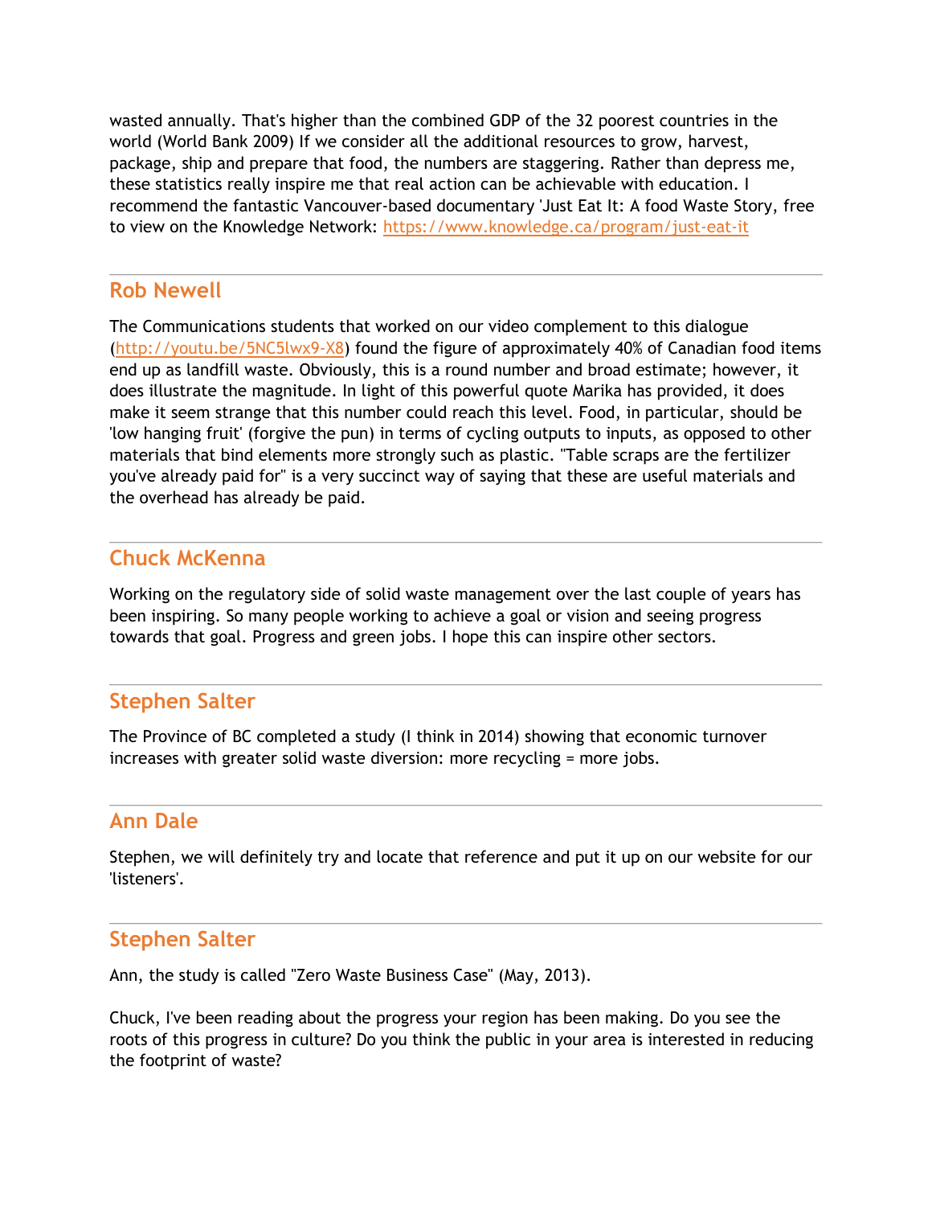wasted annually. That's higher than the combined GDP of the 32 poorest countries in the world (World Bank 2009) If we consider all the additional resources to grow, harvest, package, ship and prepare that food, the numbers are staggering. Rather than depress me, these statistics really inspire me that real action can be achievable with education. I recommend the fantastic Vancouver-based documentary 'Just Eat It: A food Waste Story, free to view on the Knowledge Network: [https://www.knowledge.ca/program/just-eat-it](https://www.knowledge.ca/program/just-eat-it)

## Rob Newell

The Communications students that worked on our video complement to this dialogue ([http://youtu.be/5NC5lwx9-X8](http://youtu.be/5NC5lwx9-X8)) found the figure of approximately 40% of Canadian food items end up as landfill waste. Obviously, this is a round number and broad estimate; however, it does illustrate the magnitude. In light of this powerful quote Marika has provided, it does make it seem strange that this number could reach this level. Food, in particular, should be 'low hanging fruit' (forgive the pun) in terms of cycling outputs to inputs, as opposed to other materials that bind elements more strongly such as plastic. "Table scraps are the fertilizer you've already paid for" is a very succinct way of saying that these are useful materials and the overhead has already be paid.

## Chuck McKenna

Working on the regulatory side of solid waste management over the last couple of years has been inspiring. So many people working to achieve a goal or vision and seeing progress towards that goal. Progress and green jobs. I hope this can inspire other sectors.

## Stephen Salter

The Province of BC completed a study (I think in 2014) showing that economic turnover increases with greater solid waste diversion: more recycling = more jobs.

## Ann Dale

Stephen, we will definitely try and locate that reference and put it up on our website for our 'listeners'.

## Stephen Salter

Ann, the study is called "Zero Waste Business Case" (May, 2013).

Chuck, I've been reading about the progress your region has been making. Do you see the roots of this progress in culture? Do you think the public in your area is interested in reducing the footprint of waste?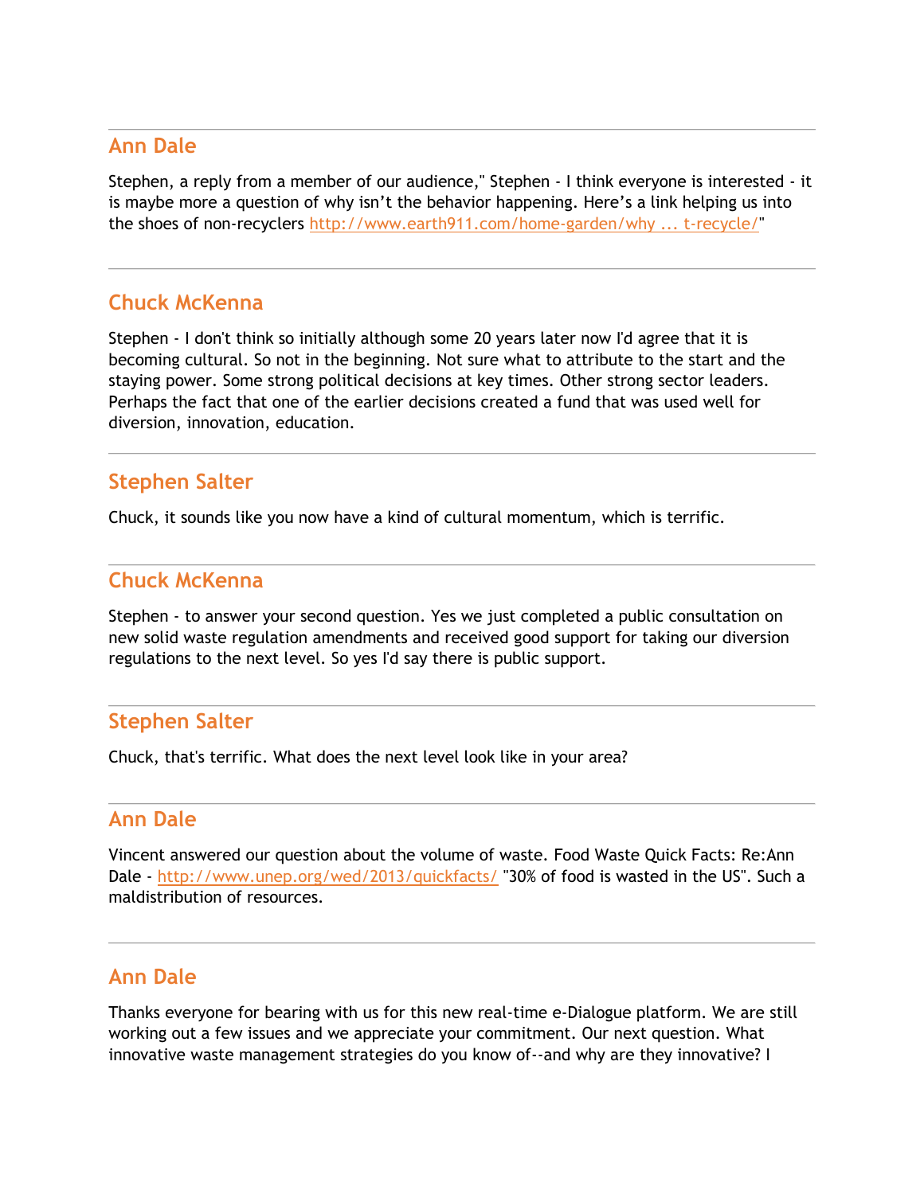## Ann Dale

Stephen, a reply from a member of our audience," Stephen - I think everyone is interested - it is maybe more a question of why isn't the behavior happening. Here's a link helping us into the shoes of non-recyclers http://www.earth911.com/home-garden/why ... t-recycle/"

---

## Chuck McKenna

Stephen - I don't think so initially although some 20 years later now I'd agree that it is becoming cultural. So not in the beginning. Not sure what to attribute to the start and the staying power. Some strong political decisions at key times. Other strong sector leaders. Perhaps the fact that one of the earlier decisions created a fund that was used well for diversion, innovation, education.

---

## Stephen Salter

Chuck, it sounds like you now have a kind of cultural momentum, which is terrific.

---

## Chuck McKenna

Stephen - to answer your second question. Yes we just completed a public consultation on new solid waste regulation amendments and received good support for taking our diversion regulations to the next level. So yes I'd say there is public support.

---

## Stephen Salter

Chuck, that's terrific. What does the next level look like in your area?

---

## Ann Dale

Vincent answered our question about the volume of waste. Food Waste Quick Facts: Re:Ann Dale - http://www.unep.org/wed/2013/quickfacts/ "30% of food is wasted in the US". Such a maldistribution of resources.

---

## Ann Dale

Thanks everyone for bearing with us for this new real-time e-Dialogue platform. We are still working out a few issues and we appreciate your commitment. Our next question. What innovative waste management strategies do you know of--and why are they innovative? I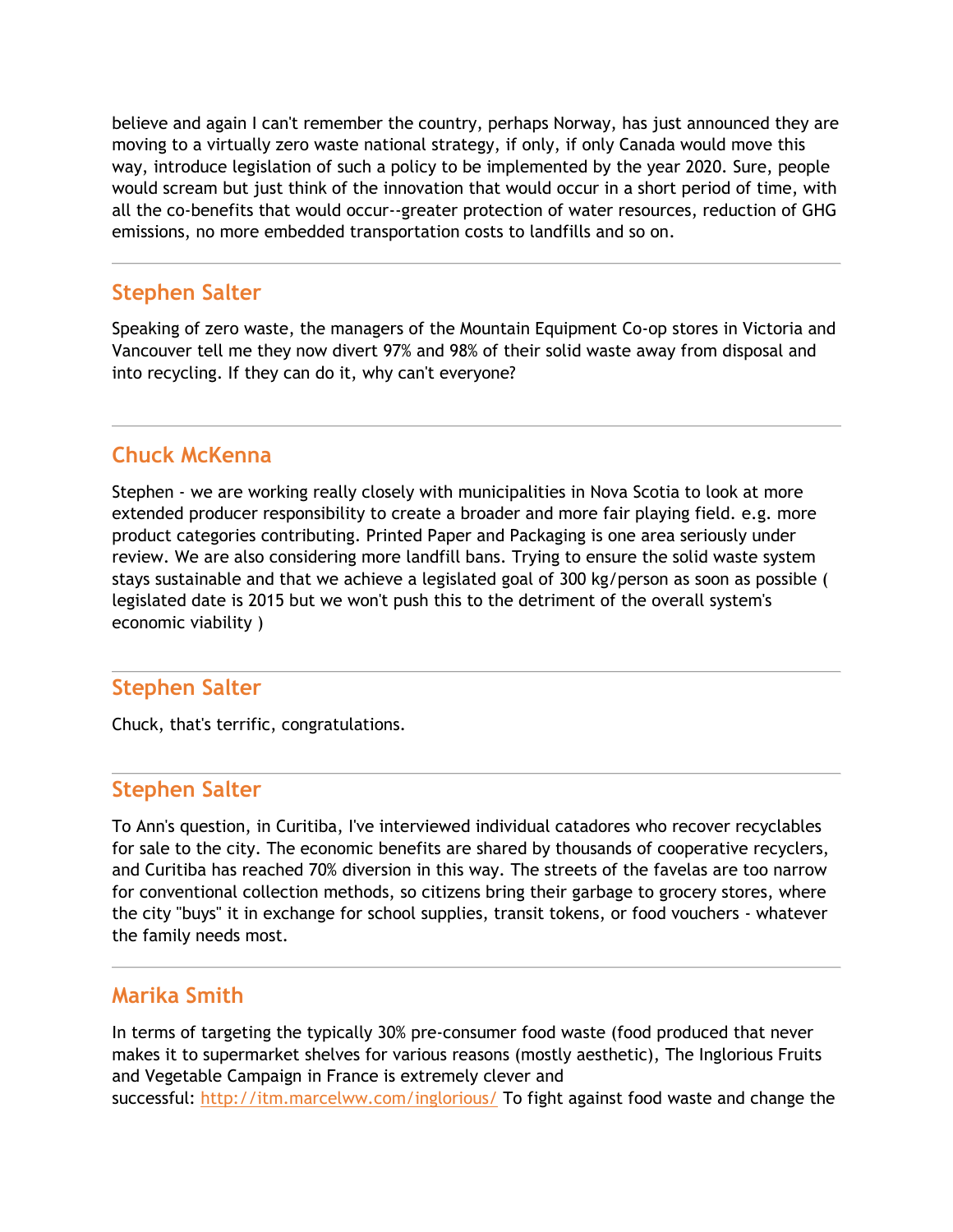believe and again I can't remember the country, perhaps Norway, has just announced they are moving to a virtually zero waste national strategy, if only, if only Canada would move this way, introduce legislation of such a policy to be implemented by the year 2020. Sure, people would scream but just think of the innovation that would occur in a short period of time, with all the co-benefits that would occur--greater protection of water resources, reduction of GHG emissions, no more embedded transportation costs to landfills and so on.

---

## Stephen Salter

Speaking of zero waste, the managers of the Mountain Equipment Co-op stores in Victoria and Vancouver tell me they now divert 97% and 98% of their solid waste away from disposal and into recycling. If they can do it, why can't everyone?

---

## Chuck McKenna

Stephen - we are working really closely with municipalities in Nova Scotia to look at more extended producer responsibility to create a broader and more fair playing field. e.g. more product categories contributing. Printed Paper and Packaging is one area seriously under review. We are also considering more landfill bans. Trying to ensure the solid waste system stays sustainable and that we achieve a legislated goal of 300 kg/person as soon as possible ( legislated date is 2015 but we won't push this to the detriment of the overall system's economic viability )

---

## Stephen Salter

Chuck, that's terrific, congratulations.

---

## Stephen Salter

To Ann's question, in Curitiba, I've interviewed individual catadores who recover recyclables for sale to the city. The economic benefits are shared by thousands of cooperative recyclers, and Curitiba has reached 70% diversion in this way. The streets of the favelas are too narrow for conventional collection methods, so citizens bring their garbage to grocery stores, where the city "buys" it in exchange for school supplies, transit tokens, or food vouchers - whatever the family needs most.

---

## Marika Smith

In terms of targeting the typically 30% pre-consumer food waste (food produced that never makes it to supermarket shelves for various reasons (mostly aesthetic), The Inglorious Fruits and Vegetable Campaign in France is extremely clever and successful: http://itm.marcelww.com/inglorious/ To fight against food waste and change the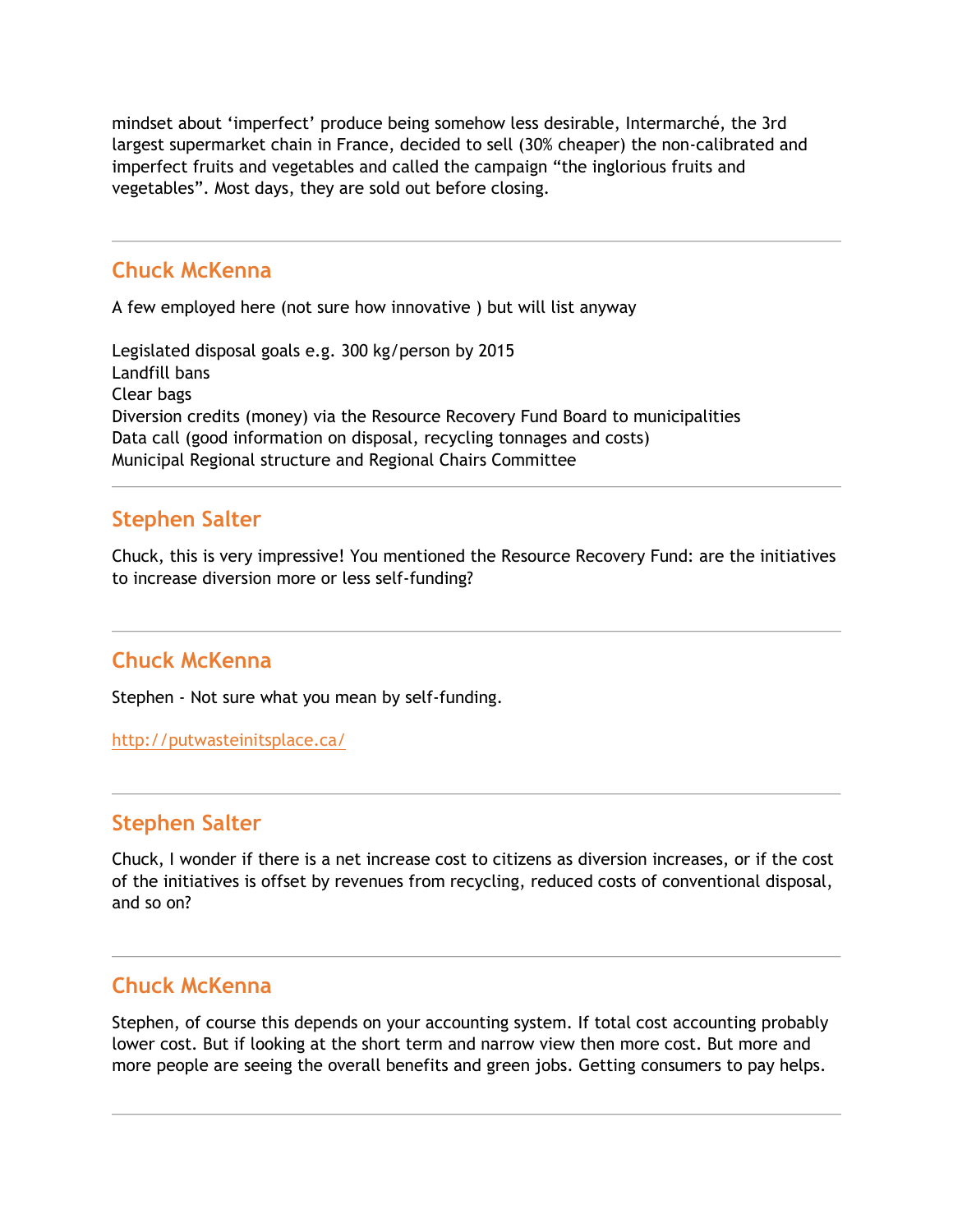mindset about ‘imperfect’ produce being somehow less desirable, Intermarché, the 3rd largest supermarket chain in France, decided to sell (30% cheaper) the non-calibrated and imperfect fruits and vegetables and called the campaign “the inglorious fruits and vegetables”. Most days, they are sold out before closing.

---

## Chuck McKenna

A few employed here (not sure how innovative ) but will list anyway

Legislated disposal goals e.g. 300 kg/person by 2015
Landfill bans
Clear bags
Diversion credits (money) via the Resource Recovery Fund Board to municipalities
Data call (good information on disposal, recycling tonnages and costs)
Municipal Regional structure and Regional Chairs Committee

---

## Stephen Salter

Chuck, this is very impressive! You mentioned the Resource Recovery Fund: are the initiatives to increase diversion more or less self-funding?

---

## Chuck McKenna

Stephen - Not sure what you mean by self-funding.

http://putwasteinitsplace.ca/

---

## Stephen Salter

Chuck, I wonder if there is a net increase cost to citizens as diversion increases, or if the cost of the initiatives is offset by revenues from recycling, reduced costs of conventional disposal, and so on?

---

## Chuck McKenna

Stephen, of course this depends on your accounting system. If total cost accounting probably lower cost. But if looking at the short term and narrow view then more cost. But more and more people are seeing the overall benefits and green jobs. Getting consumers to pay helps.

---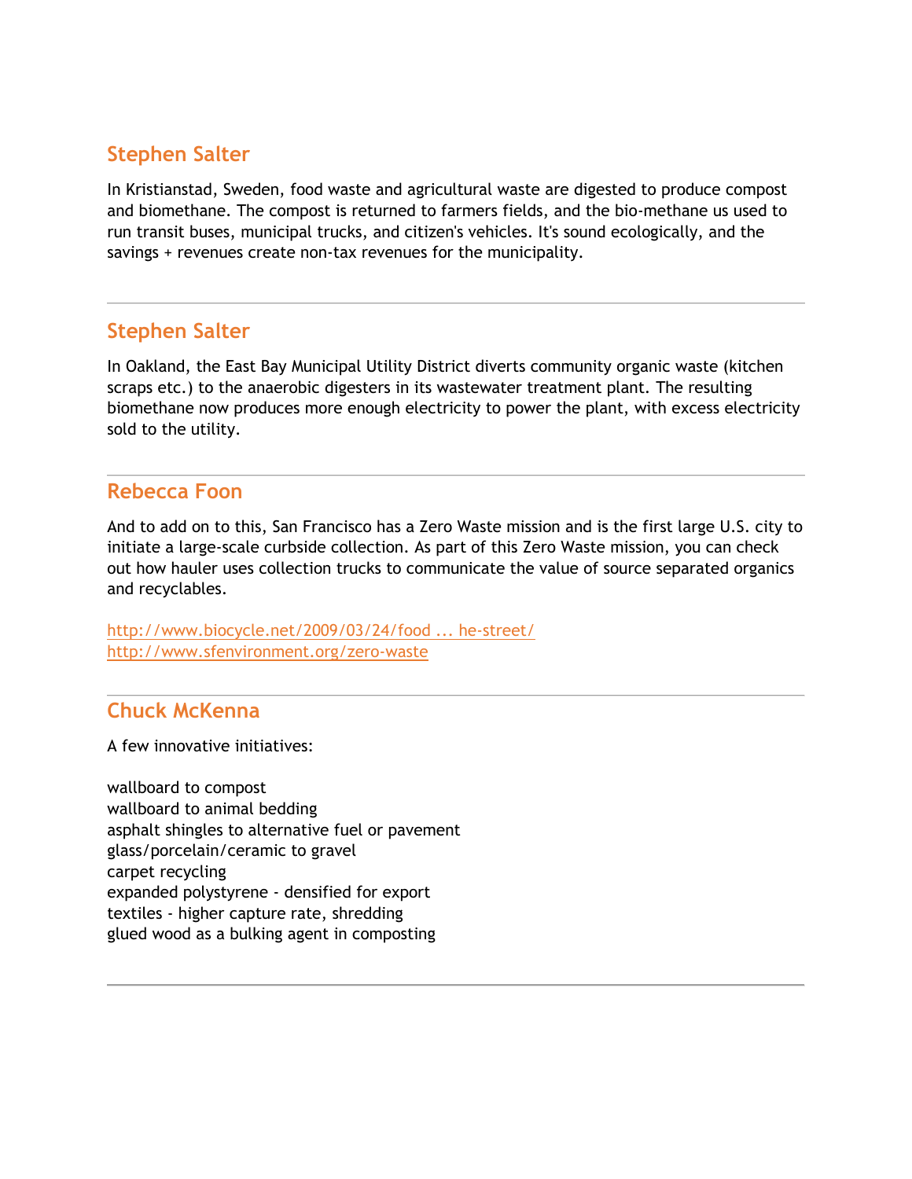## Stephen Salter

In Kristianstad, Sweden, food waste and agricultural waste are digested to produce compost and biomethane. The compost is returned to farmers fields, and the bio-methane us used to run transit buses, municipal trucks, and citizen's vehicles. It's sound ecologically, and the savings + revenues create non-tax revenues for the municipality.

---

## Stephen Salter

In Oakland, the East Bay Municipal Utility District diverts community organic waste (kitchen scraps etc.) to the anaerobic digesters in its wastewater treatment plant. The resulting biomethane now produces more enough electricity to power the plant, with excess electricity sold to the utility.

---

## Rebecca Foon

And to add on to this, San Francisco has a Zero Waste mission and is the first large U.S. city to initiate a large-scale curbside collection. As part of this Zero Waste mission, you can check out how hauler uses collection trucks to communicate the value of source separated organics and recyclables.

http://www.biocycle.net/2009/03/24/food ... he-street/
http://www.sfenvironment.org/zero-waste

---

## Chuck McKenna

A few innovative initiatives:

wallboard to compost
wallboard to animal bedding
asphalt shingles to alternative fuel or pavement
glass/porcelain/ceramic to gravel
carpet recycling
expanded polystyrene - densified for export
textiles - higher capture rate, shredding
glued wood as a bulking agent in composting

---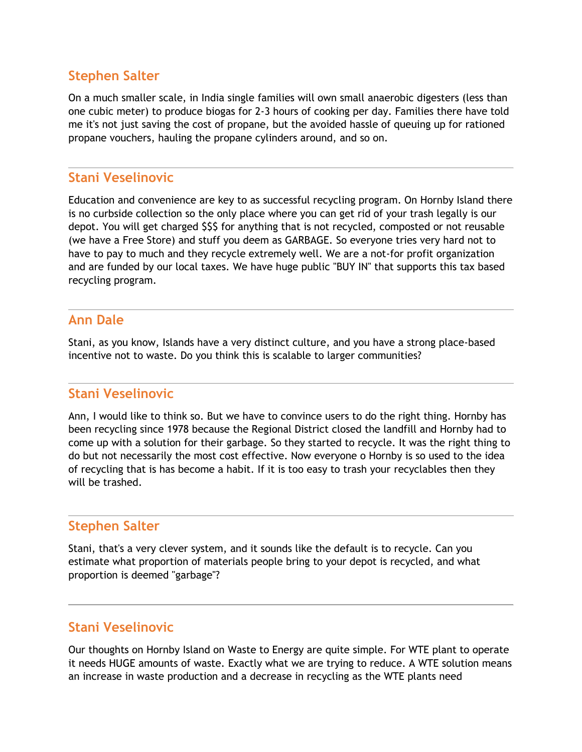## Stephen Salter

On a much smaller scale, in India single families will own small anaerobic digesters (less than one cubic meter) to produce biogas for 2-3 hours of cooking per day. Families there have told me it's not just saving the cost of propane, but the avoided hassle of queuing up for rationed propane vouchers, hauling the propane cylinders around, and so on.

---

## Stani Veselinovic

Education and convenience are key to as successful recycling program. On Hornby Island there is no curbside collection so the only place where you can get rid of your trash legally is our depot. You will get charged $$$ for anything that is not recycled, composted or not reusable (we have a Free Store) and stuff you deem as GARBAGE. So everyone tries very hard not to have to pay to much and they recycle extremely well. We are a not-for profit organization and are funded by our local taxes. We have huge public "BUY IN" that supports this tax based recycling program.

---

## Ann Dale

Stani, as you know, Islands have a very distinct culture, and you have a strong place-based incentive not to waste. Do you think this is scalable to larger communities?

---

## Stani Veselinovic

Ann, I would like to think so. But we have to convince users to do the right thing. Hornby has been recycling since 1978 because the Regional District closed the landfill and Hornby had to come up with a solution for their garbage. So they started to recycle. It was the right thing to do but not necessarily the most cost effective. Now everyone o Hornby is so used to the idea of recycling that is has become a habit. If it is too easy to trash your recyclables then they will be trashed.

---

## Stephen Salter

Stani, that's a very clever system, and it sounds like the default is to recycle. Can you estimate what proportion of materials people bring to your depot is recycled, and what proportion is deemed "garbage"?

---

## Stani Veselinovic

Our thoughts on Hornby Island on Waste to Energy are quite simple. For WTE plant to operate it needs HUGE amounts of waste. Exactly what we are trying to reduce. A WTE solution means an increase in waste production and a decrease in recycling as the WTE plants need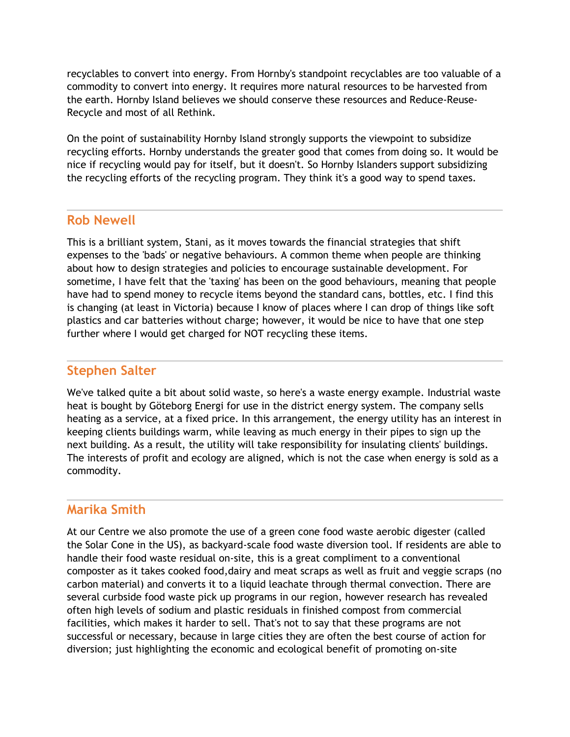recyclables to convert into energy. From Hornby's standpoint recyclables are too valuable of a commodity to convert into energy. It requires more natural resources to be harvested from the earth. Hornby Island believes we should conserve these resources and Reduce-Reuse-Recycle and most of all Rethink.

On the point of sustainability Hornby Island strongly supports the viewpoint to subsidize recycling efforts. Hornby understands the greater good that comes from doing so. It would be nice if recycling would pay for itself, but it doesn't. So Hornby Islanders support subsidizing the recycling efforts of the recycling program. They think it's a good way to spend taxes.

---

## Rob Newell

This is a brilliant system, Stani, as it moves towards the financial strategies that shift expenses to the 'bads' or negative behaviours. A common theme when people are thinking about how to design strategies and policies to encourage sustainable development. For sometime, I have felt that the 'taxing' has been on the good behaviours, meaning that people have had to spend money to recycle items beyond the standard cans, bottles, etc. I find this is changing (at least in Victoria) because I know of places where I can drop of things like soft plastics and car batteries without charge; however, it would be nice to have that one step further where I would get charged for NOT recycling these items.

---

## Stephen Salter

We've talked quite a bit about solid waste, so here's a waste energy example. Industrial waste heat is bought by Göteborg Energi for use in the district energy system. The company sells heating as a service, at a fixed price. In this arrangement, the energy utility has an interest in keeping clients buildings warm, while leaving as much energy in their pipes to sign up the next building. As a result, the utility will take responsibility for insulating clients' buildings. The interests of profit and ecology are aligned, which is not the case when energy is sold as a commodity.

---

## Marika Smith

At our Centre we also promote the use of a green cone food waste aerobic digester (called the Solar Cone in the US), as backyard-scale food waste diversion tool. If residents are able to handle their food waste residual on-site, this is a great compliment to a conventional composter as it takes cooked food,dairy and meat scraps as well as fruit and veggie scraps (no carbon material) and converts it to a liquid leachate through thermal convection. There are several curbside food waste pick up programs in our region, however research has revealed often high levels of sodium and plastic residuals in finished compost from commercial facilities, which makes it harder to sell. That's not to say that these programs are not successful or necessary, because in large cities they are often the best course of action for diversion; just highlighting the economic and ecological benefit of promoting on-site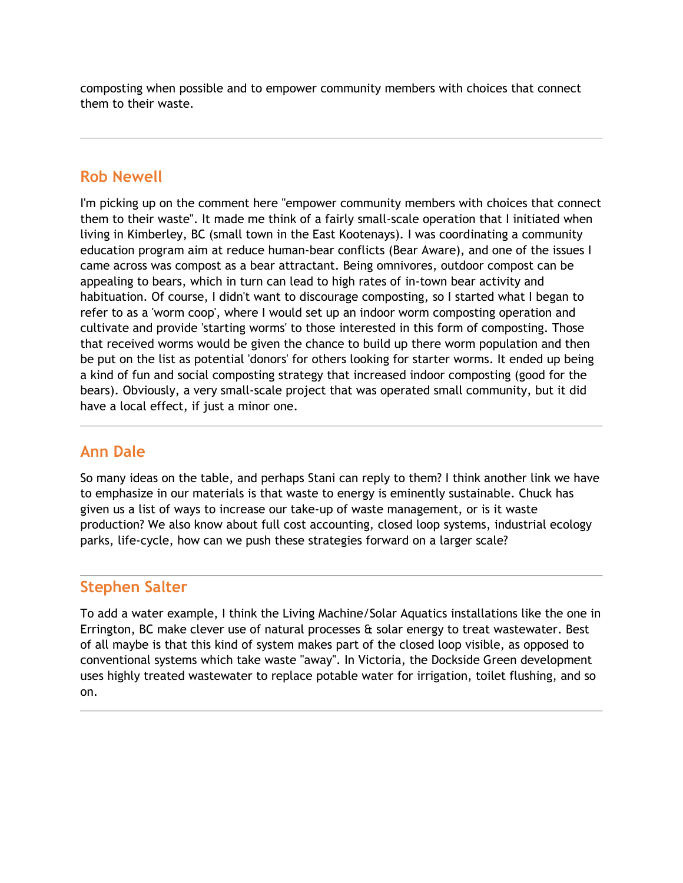composting when possible and to empower community members with choices that connect them to their waste.

---

## Rob Newell

I'm picking up on the comment here "empower community members with choices that connect them to their waste". It made me think of a fairly small-scale operation that I initiated when living in Kimberley, BC (small town in the East Kootenays). I was coordinating a community education program aim at reduce human-bear conflicts (Bear Aware), and one of the issues I came across was compost as a bear attractant. Being omnivores, outdoor compost can be appealing to bears, which in turn can lead to high rates of in-town bear activity and habituation. Of course, I didn't want to discourage composting, so I started what I began to refer to as a 'worm coop', where I would set up an indoor worm composting operation and cultivate and provide 'starting worms' to those interested in this form of composting. Those that received worms would be given the chance to build up there worm population and then be put on the list as potential 'donors' for others looking for starter worms. It ended up being a kind of fun and social composting strategy that increased indoor composting (good for the bears). Obviously, a very small-scale project that was operated small community, but it did have a local effect, if just a minor one.

---

## Ann Dale

So many ideas on the table, and perhaps Stani can reply to them? I think another link we have to emphasize in our materials is that waste to energy is eminently sustainable. Chuck has given us a list of ways to increase our take-up of waste management, or is it waste production? We also know about full cost accounting, closed loop systems, industrial ecology parks, life-cycle, how can we push these strategies forward on a larger scale?

---

## Stephen Salter

To add a water example, I think the Living Machine/Solar Aquatics installations like the one in Errington, BC make clever use of natural processes & solar energy to treat wastewater. Best of all maybe is that this kind of system makes part of the closed loop visible, as opposed to conventional systems which take waste "away". In Victoria, the Dockside Green development uses highly treated wastewater to replace potable water for irrigation, toilet flushing, and so on.

---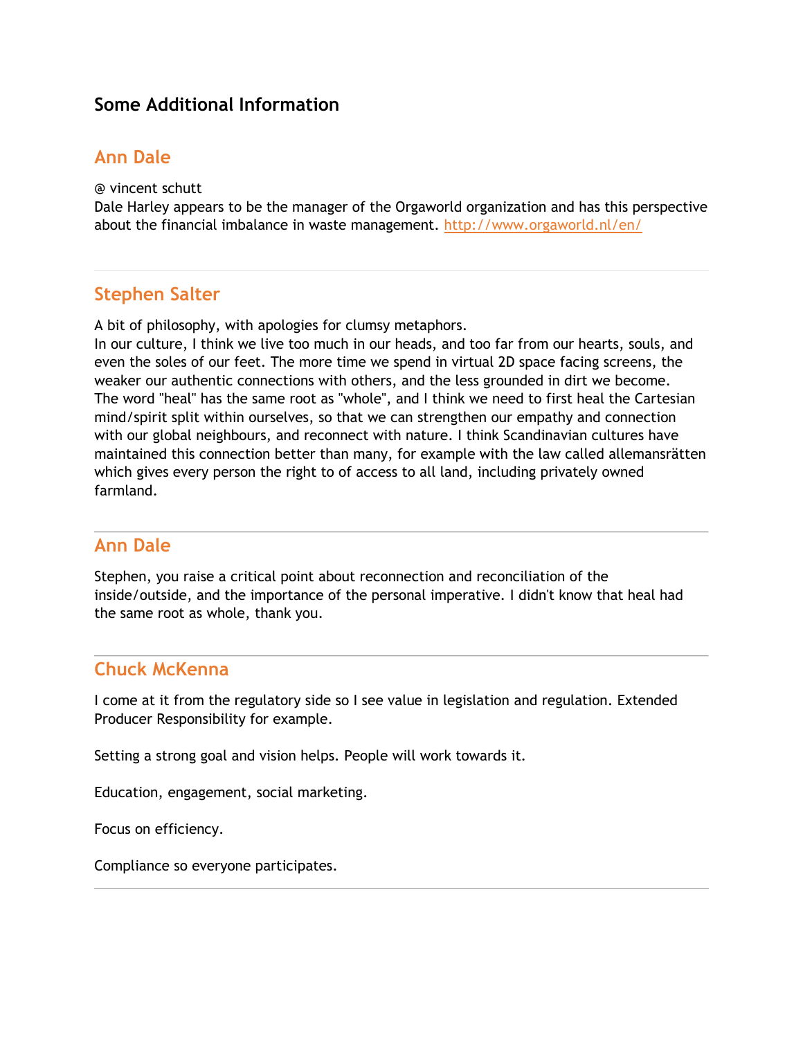## Some Additional Information

### Ann Dale

@ vincent schutt
Dale Harley appears to be the manager of the Orgaworld organization and has this perspective about the financial imbalance in waste management. http://www.orgaworld.nl/en/

---

### Stephen Salter

A bit of philosophy, with apologies for clumsy metaphors.
In our culture, I think we live too much in our heads, and too far from our hearts, souls, and even the soles of our feet. The more time we spend in virtual 2D space facing screens, the weaker our authentic connections with others, and the less grounded in dirt we become. The word "heal" has the same root as "whole", and I think we need to first heal the Cartesian mind/spirit split within ourselves, so that we can strengthen our empathy and connection with our global neighbours, and reconnect with nature. I think Scandinavian cultures have maintained this connection better than many, for example with the law called allemansrätten which gives every person the right to of access to all land, including privately owned farmland.

---

### Ann Dale

Stephen, you raise a critical point about reconnection and reconciliation of the inside/outside, and the importance of the personal imperative. I didn't know that heal had the same root as whole, thank you.

---

### Chuck McKenna

I come at it from the regulatory side so I see value in legislation and regulation. Extended Producer Responsibility for example.

Setting a strong goal and vision helps. People will work towards it.

Education, engagement, social marketing.

Focus on efficiency.

Compliance so everyone participates.

---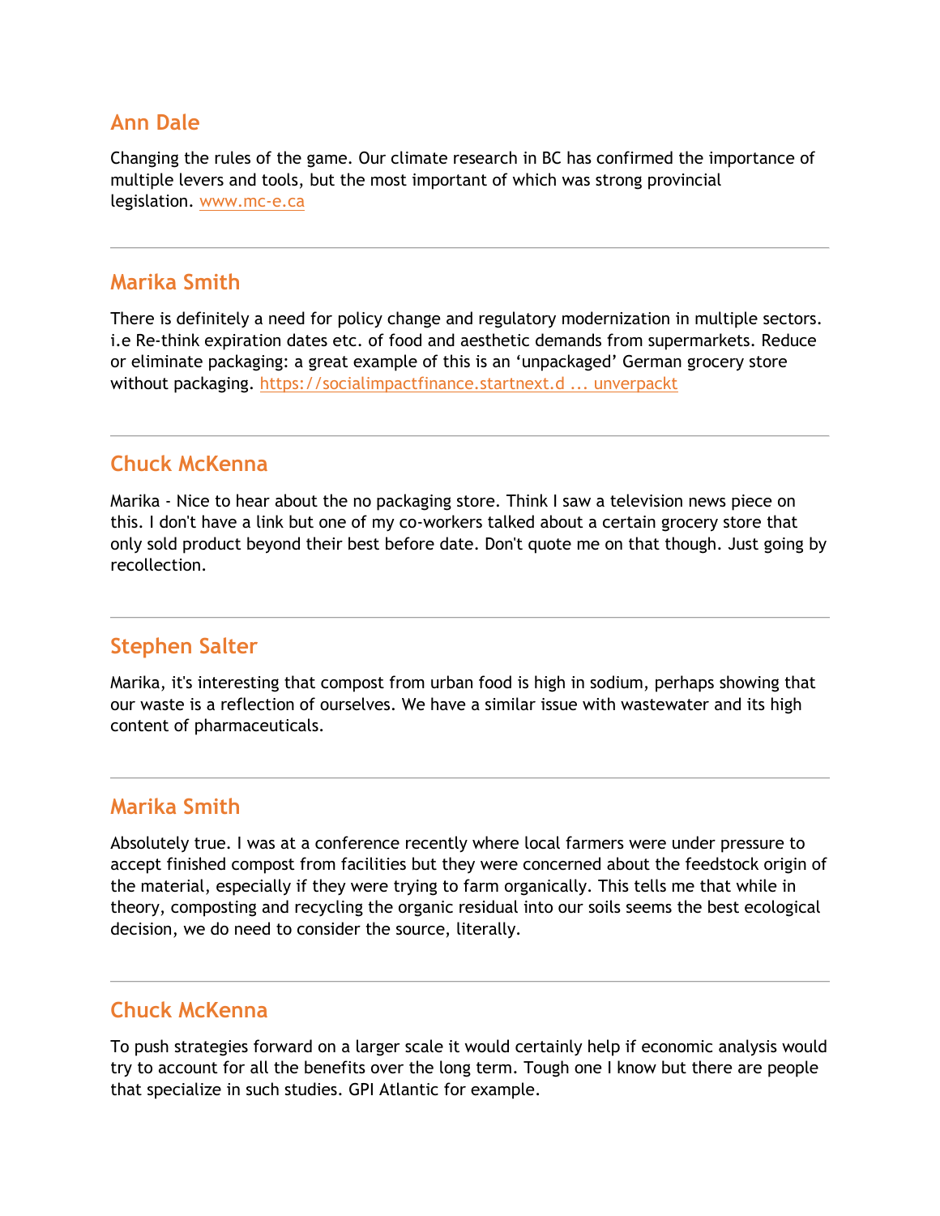### Ann Dale

Changing the rules of the game. Our climate research in BC has confirmed the importance of multiple levers and tools, but the most important of which was strong provincial legislation. [www.mc-e.ca](http://www.mc-e.ca)

---

### Marika Smith

There is definitely a need for policy change and regulatory modernization in multiple sectors. i.e Re-think expiration dates etc. of food and aesthetic demands from supermarkets. Reduce or eliminate packaging: a great example of this is an 'unpackaged' German grocery store without packaging. https://socialimpactfinance.startnext.d ... unverpackt

---

### Chuck McKenna

Marika - Nice to hear about the no packaging store. Think I saw a television news piece on this. I don't have a link but one of my co-workers talked about a certain grocery store that only sold product beyond their best before date. Don't quote me on that though. Just going by recollection.

---

### Stephen Salter

Marika, it's interesting that compost from urban food is high in sodium, perhaps showing that our waste is a reflection of ourselves. We have a similar issue with wastewater and its high content of pharmaceuticals.

---

### Marika Smith

Absolutely true. I was at a conference recently where local farmers were under pressure to accept finished compost from facilities but they were concerned about the feedstock origin of the material, especially if they were trying to farm organically. This tells me that while in theory, composting and recycling the organic residual into our soils seems the best ecological decision, we do need to consider the source, literally.

---

### Chuck McKenna

To push strategies forward on a larger scale it would certainly help if economic analysis would try to account for all the benefits over the long term. Tough one I know but there are people that specialize in such studies. GPI Atlantic for example.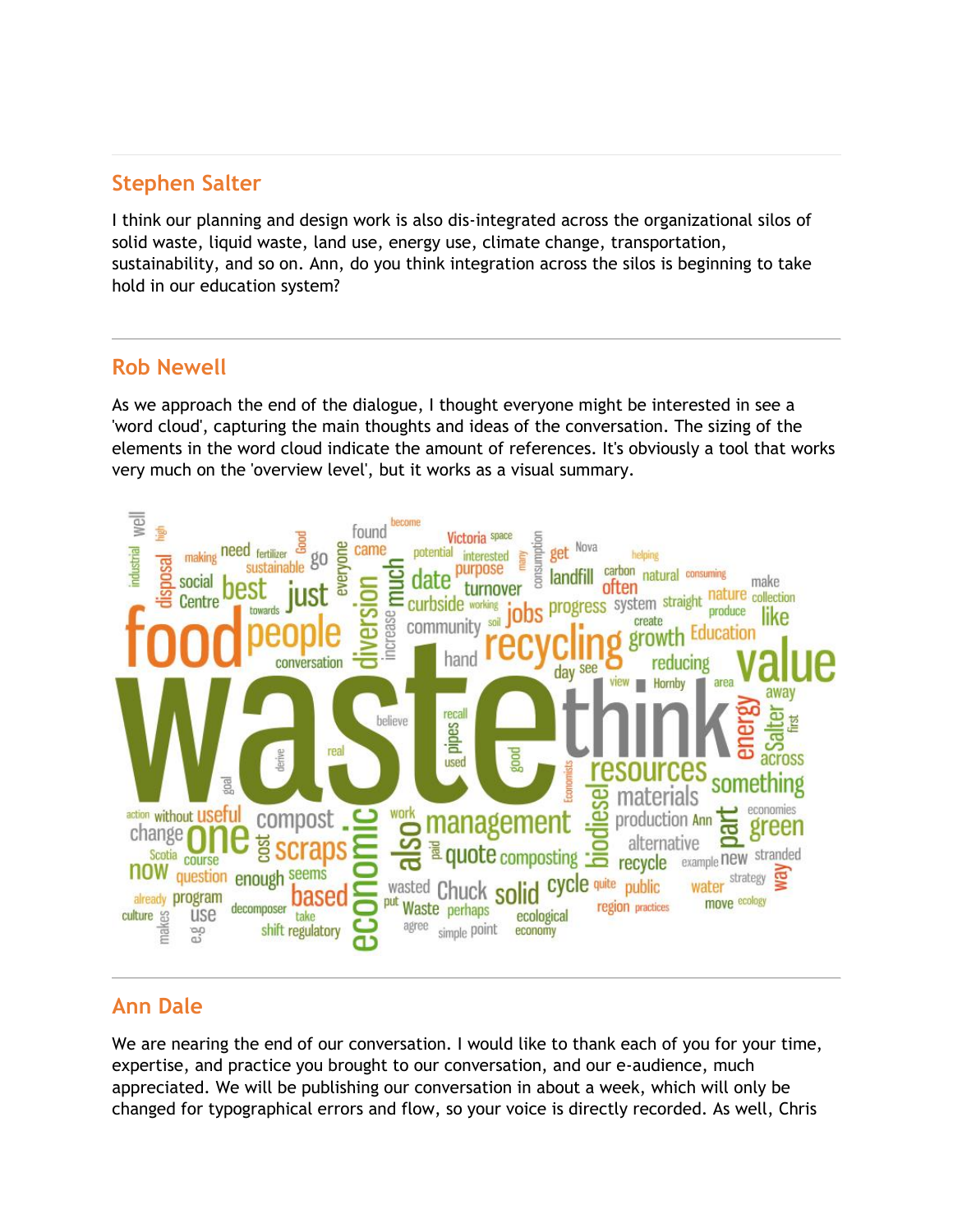## Stephen Salter

I think our planning and design work is also dis-integrated across the organizational silos of solid waste, liquid waste, land use, energy use, climate change, transportation, sustainability, and so on. Ann, do you think integration across the silos is beginning to take hold in our education system?

---

## Rob Newell

As we approach the end of the dialogue, I thought everyone might be interested in see a 'word cloud', capturing the main thoughts and ideas of the conversation. The sizing of the elements in the word cloud indicate the amount of references. It's obviously a tool that works very much on the 'overview level', but it works as a visual summary.

---

## Ann Dale

We are nearing the end of our conversation. I would like to thank each of you for your time, expertise, and practice you brought to our conversation, and our e-audience, much appreciated. We will be publishing our conversation in about a week, which will only be changed for typographical errors and flow, so your voice is directly recorded. As well, Chris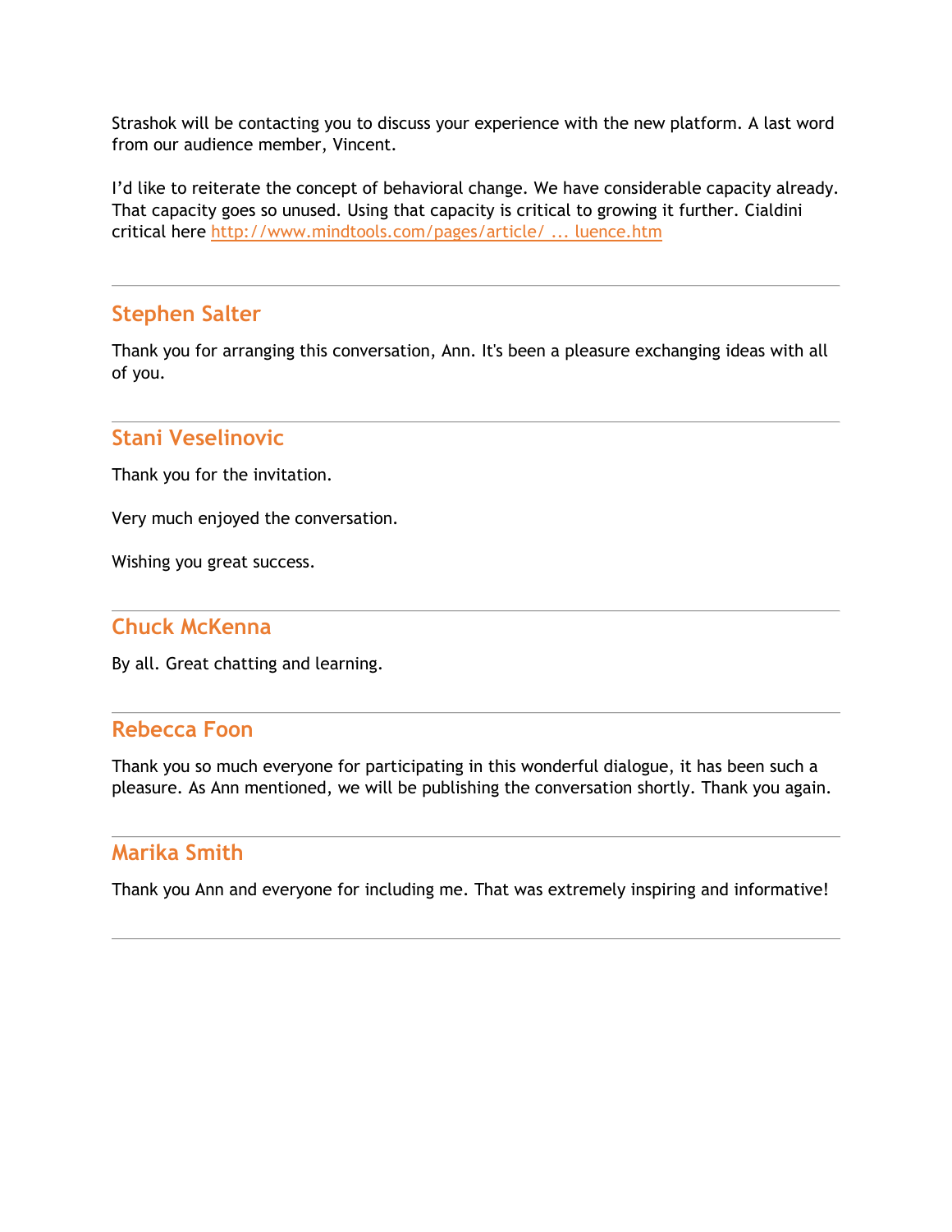Strashok will be contacting you to discuss your experience with the new platform. A last word from our audience member, Vincent.

I'd like to reiterate the concept of behavioral change. We have considerable capacity already. That capacity goes so unused. Using that capacity is critical to growing it further. Cialdini critical here http://www.mindtools.com/pages/article/ ... luence.htm

---

## Stephen Salter

Thank you for arranging this conversation, Ann. It's been a pleasure exchanging ideas with all of you.

---

## Stani Veselinovic

Thank you for the invitation.

Very much enjoyed the conversation.

Wishing you great success.

---

## Chuck McKenna

By all. Great chatting and learning.

---

## Rebecca Foon

Thank you so much everyone for participating in this wonderful dialogue, it has been such a pleasure. As Ann mentioned, we will be publishing the conversation shortly. Thank you again.

---

## Marika Smith

Thank you Ann and everyone for including me. That was extremely inspiring and informative!

---